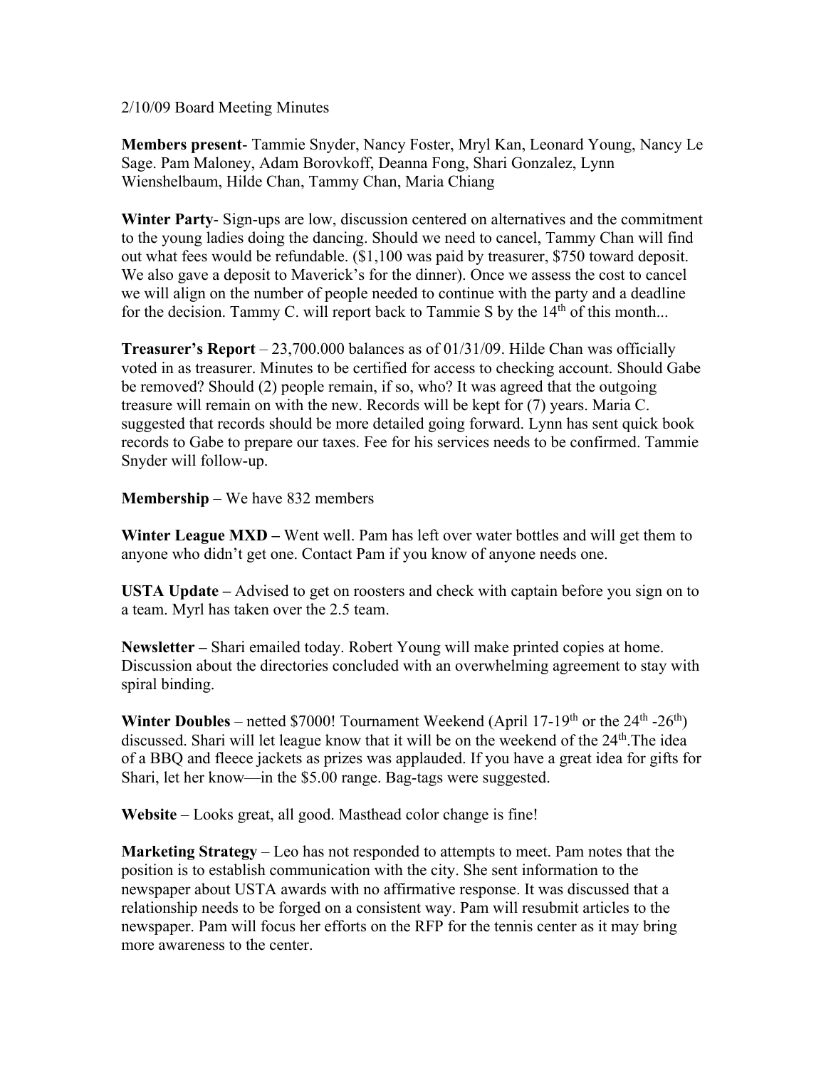2/10/09 Board Meeting Minutes

**Members present**- Tammie Snyder, Nancy Foster, Mryl Kan, Leonard Young, Nancy Le Sage. Pam Maloney, Adam Borovkoff, Deanna Fong, Shari Gonzalez, Lynn Wienshelbaum, Hilde Chan, Tammy Chan, Maria Chiang

**Winter Party**- Sign-ups are low, discussion centered on alternatives and the commitment to the young ladies doing the dancing. Should we need to cancel, Tammy Chan will find out what fees would be refundable. ($1,100 was paid by treasurer, $750 toward deposit. We also gave a deposit to Maverick's for the dinner). Once we assess the cost to cancel we will align on the number of people needed to continue with the party and a deadline for the decision. Tammy C. will report back to Tammie S by the 14th of this month...

**Treasurer's Report** – 23,700.000 balances as of 01/31/09. Hilde Chan was officially voted in as treasurer. Minutes to be certified for access to checking account. Should Gabe be removed? Should (2) people remain, if so, who? It was agreed that the outgoing treasure will remain on with the new. Records will be kept for (7) years. Maria C. suggested that records should be more detailed going forward. Lynn has sent quick book records to Gabe to prepare our taxes. Fee for his services needs to be confirmed. Tammie Snyder will follow-up.

**Membership** – We have 832 members

**Winter League MXD –** Went well. Pam has left over water bottles and will get them to anyone who didn't get one. Contact Pam if you know of anyone needs one.

**USTA Update –** Advised to get on roosters and check with captain before you sign on to a team. Myrl has taken over the 2.5 team.

**Newsletter –** Shari emailed today. Robert Young will make printed copies at home. Discussion about the directories concluded with an overwhelming agreement to stay with spiral binding.

**Winter Doubles** – netted $7000! Tournament Weekend (April 17-19th or the 24th -26th) discussed. Shari will let league know that it will be on the weekend of the 24th.The idea of a BBQ and fleece jackets as prizes was applauded. If you have a great idea for gifts for Shari, let her know—in the $5.00 range. Bag-tags were suggested.

**Website** – Looks great, all good. Masthead color change is fine!

**Marketing Strategy** – Leo has not responded to attempts to meet. Pam notes that the position is to establish communication with the city. She sent information to the newspaper about USTA awards with no affirmative response. It was discussed that a relationship needs to be forged on a consistent way. Pam will resubmit articles to the newspaper. Pam will focus her efforts on the RFP for the tennis center as it may bring more awareness to the center.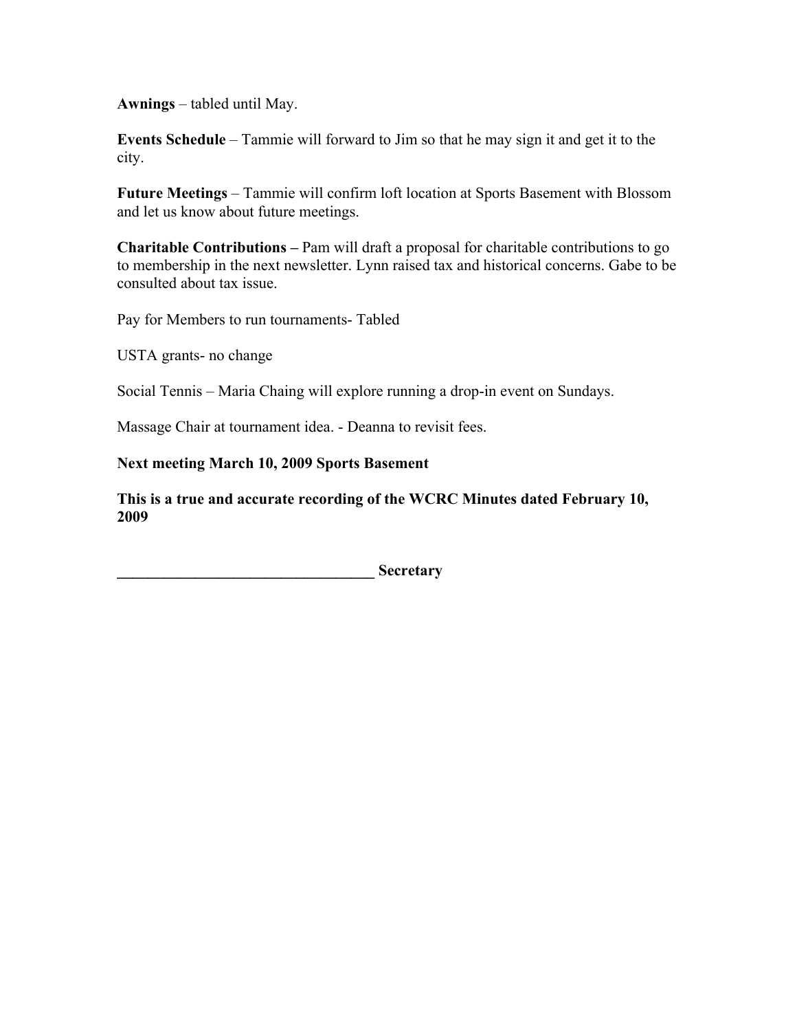**Awnings** – tabled until May.

**Events Schedule** – Tammie will forward to Jim so that he may sign it and get it to the city.

**Future Meetings** – Tammie will confirm loft location at Sports Basement with Blossom and let us know about future meetings.

**Charitable Contributions –** Pam will draft a proposal for charitable contributions to go to membership in the next newsletter. Lynn raised tax and historical concerns. Gabe to be consulted about tax issue.

Pay for Members to run tournaments- Tabled

USTA grants- no change

Social Tennis – Maria Chaing will explore running a drop-in event on Sundays.

Massage Chair at tournament idea. - Deanna to revisit fees.

**Next meeting March 10, 2009 Sports Basement**

**This is a true and accurate recording of the WCRC Minutes dated February 10, 2009**

**_________________________________ Secretary**